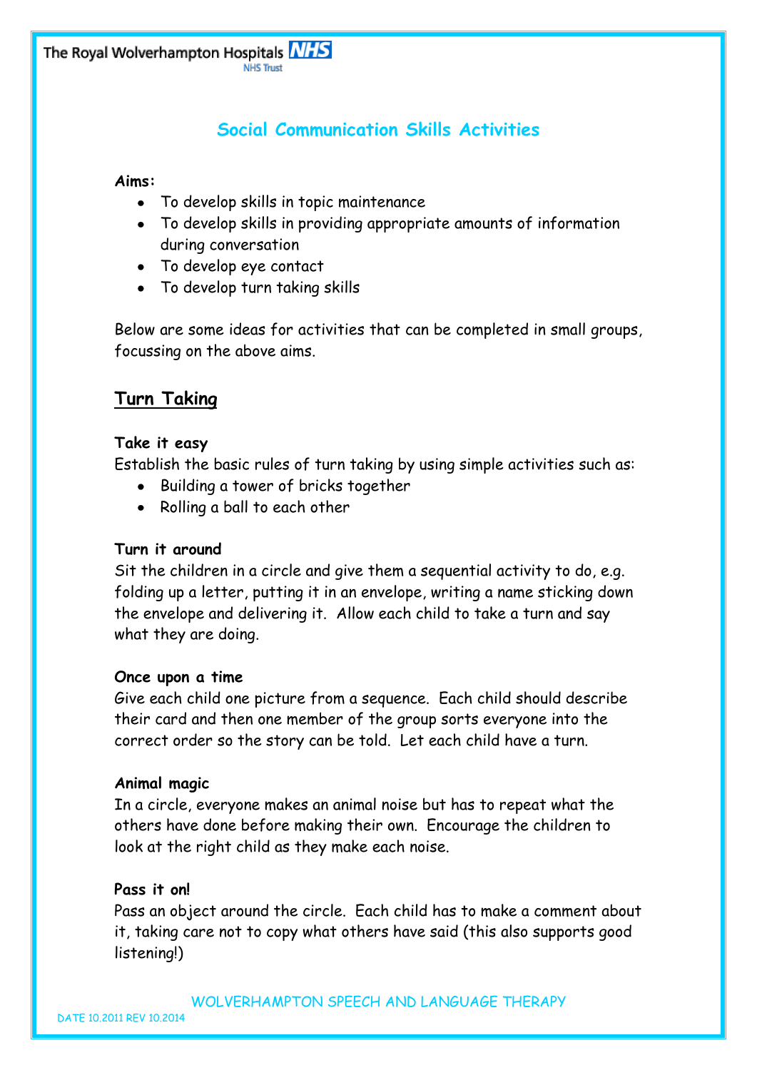# Social Communication Skills Activities

**Aims:**

- To develop skills in topic maintenance
- To develop skills in providing appropriate amounts of information during conversation
- To develop eye contact
- To develop turn taking skills

Below are some ideas for activities that can be completed in small groups, focussing on the above aims.

## Turn Taking

**Take it easy**

Establish the basic rules of turn taking by using simple activities such as:

- Building a tower of bricks together
- Rolling a ball to each other

**Turn it around**

Sit the children in a circle and give them a sequential activity to do, e.g. folding up a letter, putting it in an envelope, writing a name sticking down the envelope and delivering it. Allow each child to take a turn and say what they are doing.

**Once upon a time**

Give each child one picture from a sequence. Each child should describe their card and then one member of the group sorts everyone into the correct order so the story can be told. Let each child have a turn.

**Animal magic**

In a circle, everyone makes an animal noise but has to repeat what the others have done before making their own. Encourage the children to look at the right child as they make each noise.

**Pass it on!**

Pass an object around the circle. Each child has to make a comment about it, taking care not to copy what others have said (this also supports good listening!)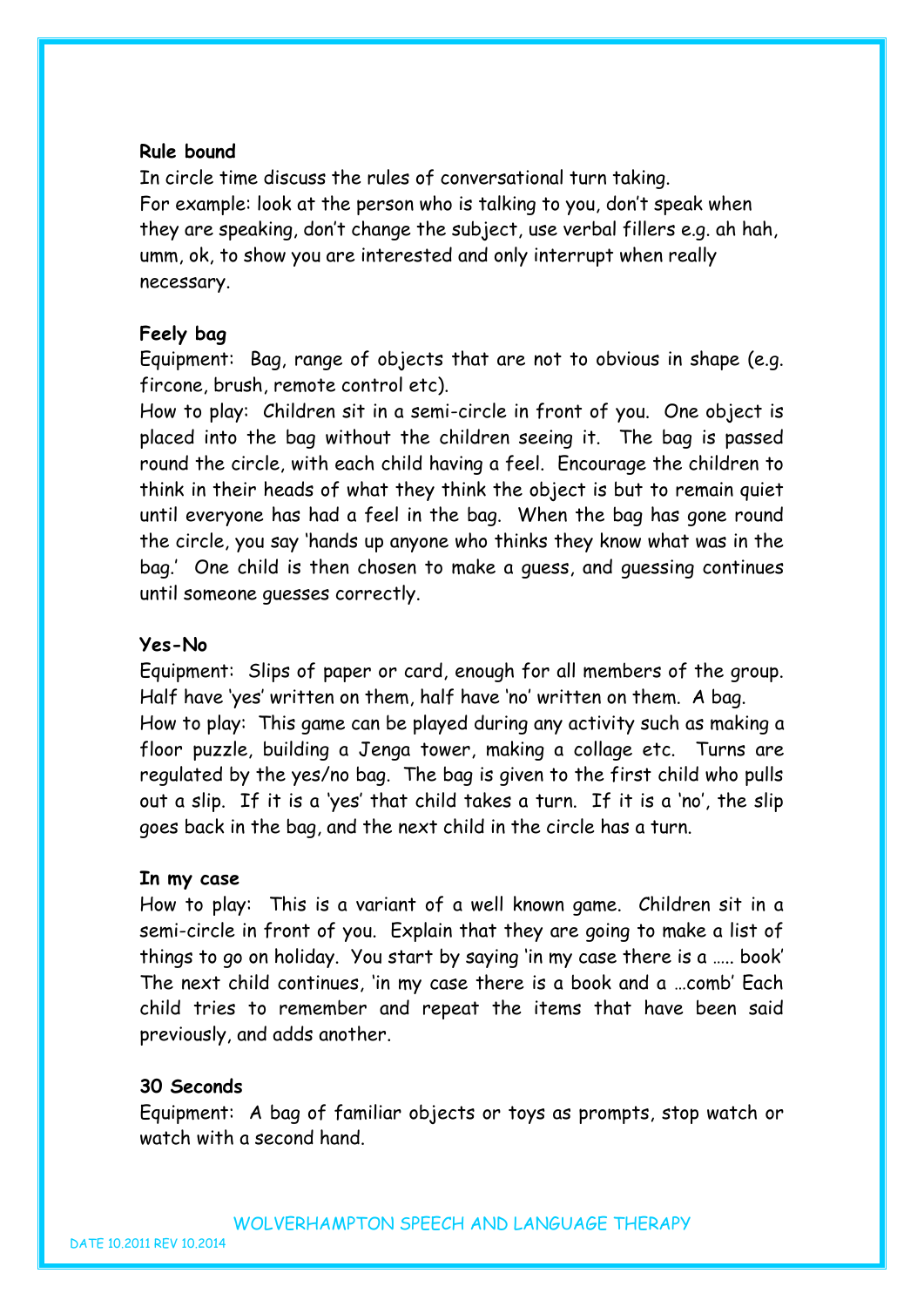**Rule bound**

In circle time discuss the rules of conversational turn taking.
For example: look at the person who is talking to you, don't speak when they are speaking, don't change the subject, use verbal fillers e.g. ah hah, umm, ok, to show you are interested and only interrupt when really necessary.

**Feely bag**

Equipment: Bag, range of objects that are not to obvious in shape (e.g. fircone, brush, remote control etc).
How to play: Children sit in a semi-circle in front of you. One object is placed into the bag without the children seeing it. The bag is passed round the circle, with each child having a feel. Encourage the children to think in their heads of what they think the object is but to remain quiet until everyone has had a feel in the bag. When the bag has gone round the circle, you say 'hands up anyone who thinks they know what was in the bag.' One child is then chosen to make a guess, and guessing continues until someone guesses correctly.

**Yes-No**

Equipment: Slips of paper or card, enough for all members of the group. Half have 'yes' written on them, half have 'no' written on them. A bag.
How to play: This game can be played during any activity such as making a floor puzzle, building a Jenga tower, making a collage etc. Turns are regulated by the yes/no bag. The bag is given to the first child who pulls out a slip. If it is a 'yes' that child takes a turn. If it is a 'no', the slip goes back in the bag, and the next child in the circle has a turn.

**In my case**

How to play: This is a variant of a well known game. Children sit in a semi-circle in front of you. Explain that they are going to make a list of things to go on holiday. You start by saying 'in my case there is a ….. book' The next child continues, 'in my case there is a book and a …comb' Each child tries to remember and repeat the items that have been said previously, and adds another.

**30 Seconds**

Equipment: A bag of familiar objects or toys as prompts, stop watch or watch with a second hand.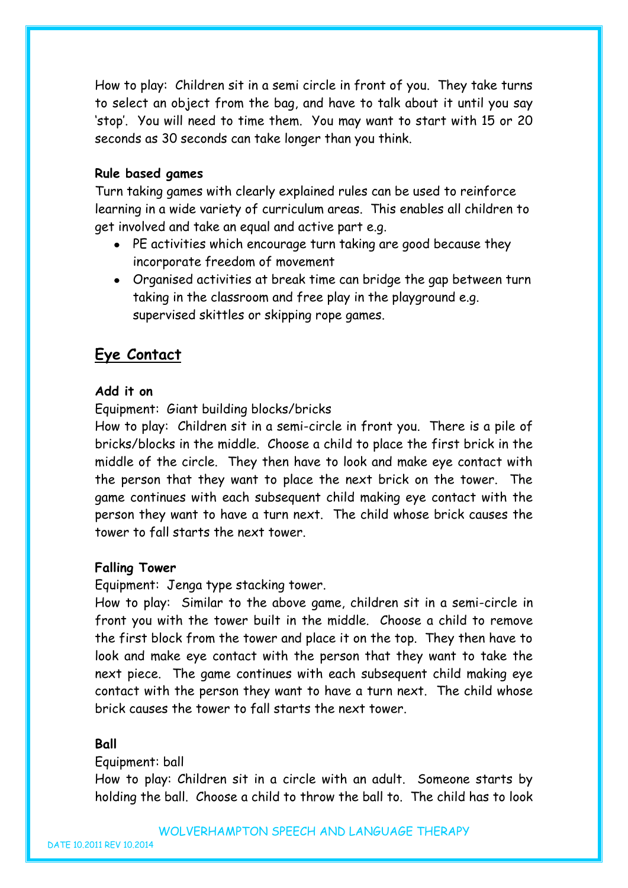How to play: Children sit in a semi circle in front of you. They take turns to select an object from the bag, and have to talk about it until you say 'stop'. You will need to time them. You may want to start with 15 or 20 seconds as 30 seconds can take longer than you think.

**Rule based games**

Turn taking games with clearly explained rules can be used to reinforce learning in a wide variety of curriculum areas. This enables all children to get involved and take an equal and active part e.g.

- PE activities which encourage turn taking are good because they incorporate freedom of movement
- Organised activities at break time can bridge the gap between turn taking in the classroom and free play in the playground e.g. supervised skittles or skipping rope games.

## Eye Contact

**Add it on**

Equipment: Giant building blocks/bricks

How to play: Children sit in a semi-circle in front you. There is a pile of bricks/blocks in the middle. Choose a child to place the first brick in the middle of the circle. They then have to look and make eye contact with the person that they want to place the next brick on the tower. The game continues with each subsequent child making eye contact with the person they want to have a turn next. The child whose brick causes the tower to fall starts the next tower.

**Falling Tower**

Equipment: Jenga type stacking tower.

How to play: Similar to the above game, children sit in a semi-circle in front you with the tower built in the middle. Choose a child to remove the first block from the tower and place it on the top. They then have to look and make eye contact with the person that they want to take the next piece. The game continues with each subsequent child making eye contact with the person they want to have a turn next. The child whose brick causes the tower to fall starts the next tower.

**Ball**

Equipment: ball

How to play: Children sit in a circle with an adult. Someone starts by holding the ball. Choose a child to throw the ball to. The child has to look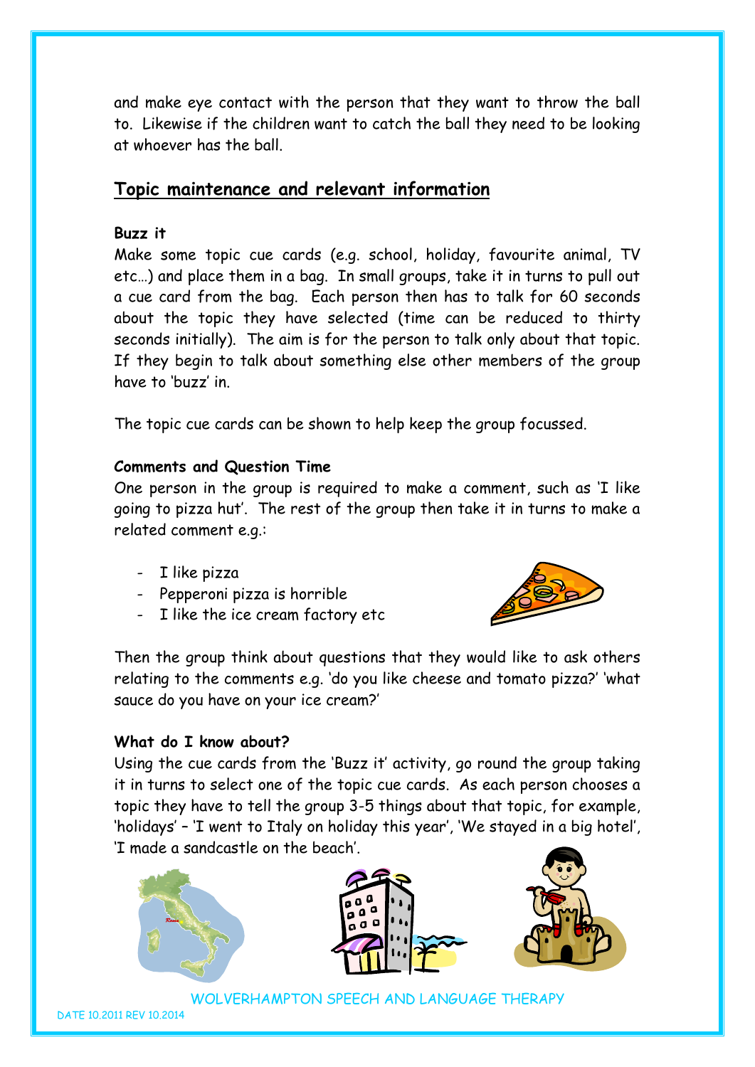and make eye contact with the person that they want to throw the ball to. Likewise if the children want to catch the ball they need to be looking at whoever has the ball.

## Topic maintenance and relevant information

**Buzz it**

Make some topic cue cards (e.g. school, holiday, favourite animal, TV etc…) and place them in a bag. In small groups, take it in turns to pull out a cue card from the bag. Each person then has to talk for 60 seconds about the topic they have selected (time can be reduced to thirty seconds initially). The aim is for the person to talk only about that topic. If they begin to talk about something else other members of the group have to 'buzz' in.

The topic cue cards can be shown to help keep the group focussed.

**Comments and Question Time**

One person in the group is required to make a comment, such as 'I like going to pizza hut'. The rest of the group then take it in turns to make a related comment e.g.:

- I like pizza
- Pepperoni pizza is horrible
- I like the ice cream factory etc

Then the group think about questions that they would like to ask others relating to the comments e.g. 'do you like cheese and tomato pizza?' 'what sauce do you have on your ice cream?'

**What do I know about?**

Using the cue cards from the 'Buzz it' activity, go round the group taking it in turns to select one of the topic cue cards. As each person chooses a topic they have to tell the group 3-5 things about that topic, for example, 'holidays' – 'I went to Italy on holiday this year', 'We stayed in a big hotel', 'I made a sandcastle on the beach'.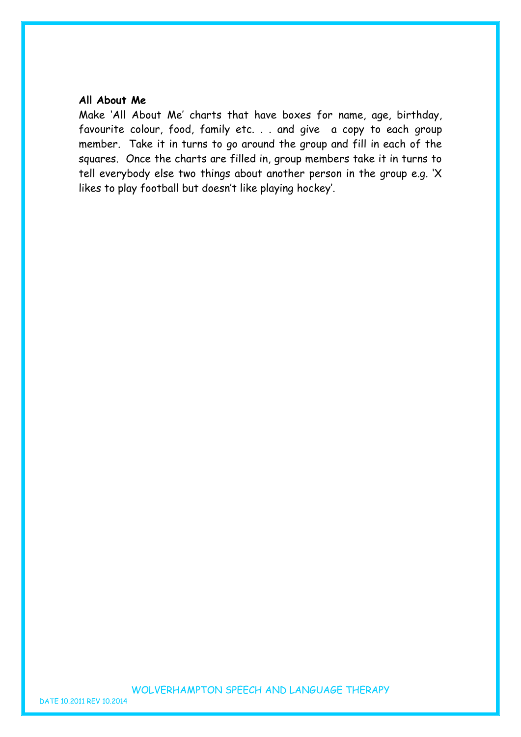**All About Me**

Make 'All About Me' charts that have boxes for name, age, birthday, favourite colour, food, family etc. . . and give a copy to each group member. Take it in turns to go around the group and fill in each of the squares. Once the charts are filled in, group members take it in turns to tell everybody else two things about another person in the group e.g. 'X likes to play football but doesn't like playing hockey'.